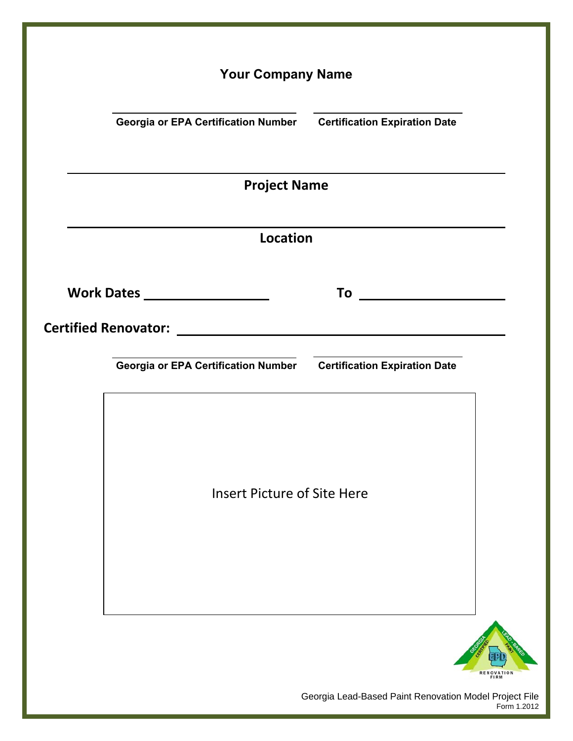**Your Company Name**

________________________ ________________________

**Georgia or EPA Certification Number** **Certification Expiration Date**

________________________________________________

**Project Name**

________________________________________________

**Location**

**Work Dates** ________________ **To** ________________

**Certified Renovator:** ________________________________

________________________ ________________________

**Georgia or EPA Certification Number** **Certification Expiration Date**

Insert Picture of Site Here

GEORGIA CERTIFIED LEAD-BASED PAINT EPD RENOVATION FIRM

Georgia Lead-Based Paint Renovation Model Project File

Form 1.2012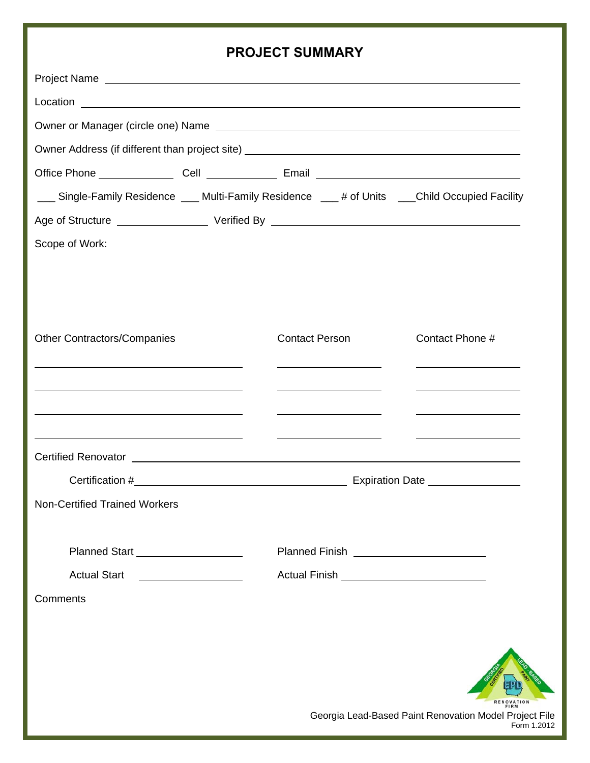# PROJECT SUMMARY

Project Name ______________________________________________

Location ______________________________________________

Owner or Manager (circle one) Name ______________________________________________

Owner Address (if different than project site) ______________________________________________

Office Phone ____________ Cell ____________ Email ______________________________

___ Single-Family Residence ___ Multi-Family Residence ___ # of Units ___Child Occupied Facility

Age of Structure ______________ Verified By ______________________________

Scope of Work:

| Other Contractors/Companies | Contact Person | Contact Phone # |
|---|---|---|
| | | |
| | | |
| | | |
| | | |

Certified Renovator ______________________________________________

Certification #______________________________ Expiration Date ______________

Non-Certified Trained Workers

Planned Start ______________ Planned Finish ______________

Actual Start ______________ Actual Finish ______________

Comments

Georgia Lead-Based Paint Renovation Model Project File

Form 1.2012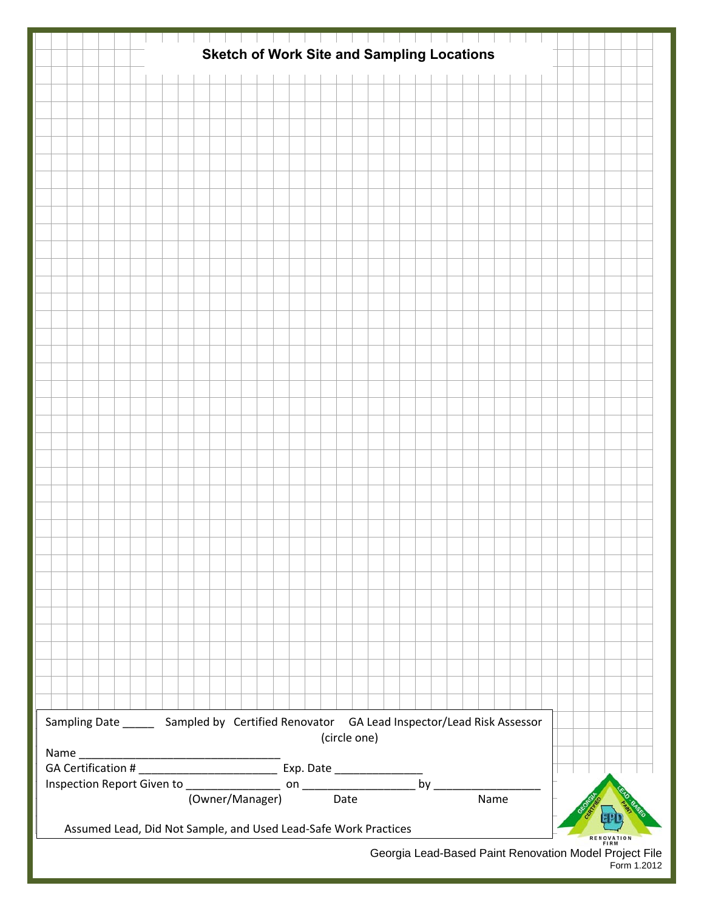## Sketch of Work Site and Sampling Locations

Sampling Date _____ Sampled by Certified Renovator GA Lead Inspector/Lead Risk Assessor (circle one)

Name _________________________________

GA Certification # _______________________ Exp. Date ______________

Inspection Report Given to _______________ on __________________ by _________________

(Owner/Manager) Date Name

Assumed Lead, Did Not Sample, and Used Lead-Safe Work Practices

Georgia Lead-Based Paint Renovation Model Project File

Form 1.2012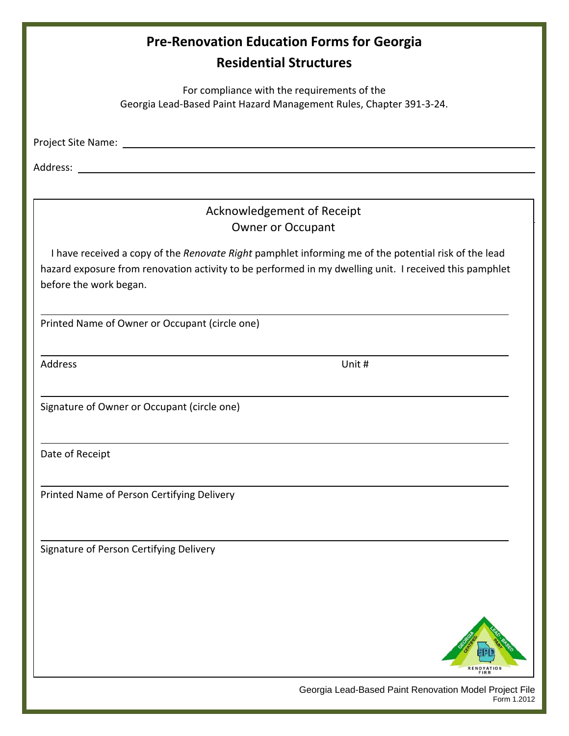# Pre-Renovation Education Forms for Georgia Residential Structures

For compliance with the requirements of the Georgia Lead-Based Paint Hazard Management Rules, Chapter 391-3-24.

Project Site Name: ______________________________________________

Address: ______________________________________________

## Acknowledgement of Receipt
## Owner or Occupant

I have received a copy of the *Renovate Right* pamphlet informing me of the potential risk of the lead hazard exposure from renovation activity to be performed in my dwelling unit. I received this pamphlet before the work began.

______________________________________________
Printed Name of Owner or Occupant (circle one)

______________________________________________
Address Unit #

______________________________________________
Signature of Owner or Occupant (circle one)

______________________________________________
Date of Receipt

______________________________________________
Printed Name of Person Certifying Delivery

______________________________________________
Signature of Person Certifying Delivery

Georgia Lead-Based Paint Renovation Model Project File
Form 1.2012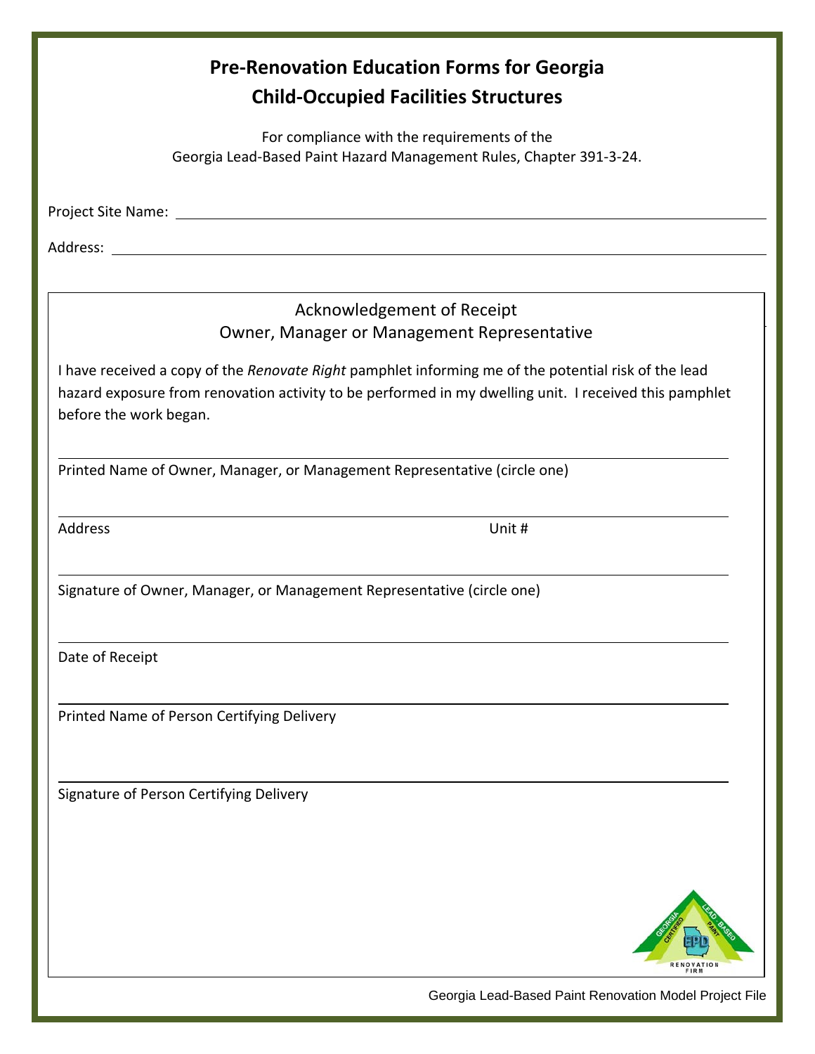# Pre-Renovation Education Forms for Georgia Child-Occupied Facilities Structures

For compliance with the requirements of the
Georgia Lead-Based Paint Hazard Management Rules, Chapter 391-3-24.

Project Site Name: ______________________________________________

Address: ______________________________________________

## Acknowledgement of Receipt
### Owner, Manager or Management Representative

I have received a copy of the *Renovate Right* pamphlet informing me of the potential risk of the lead hazard exposure from renovation activity to be performed in my dwelling unit. I received this pamphlet before the work began.

______________________________________________
Printed Name of Owner, Manager, or Management Representative (circle one)

______________________________________________
Address Unit #

______________________________________________
Signature of Owner, Manager, or Management Representative (circle one)

______________________________________________
Date of Receipt

______________________________________________
Printed Name of Person Certifying Delivery

______________________________________________
Signature of Person Certifying Delivery

Georgia Lead-Based Paint Renovation Model Project File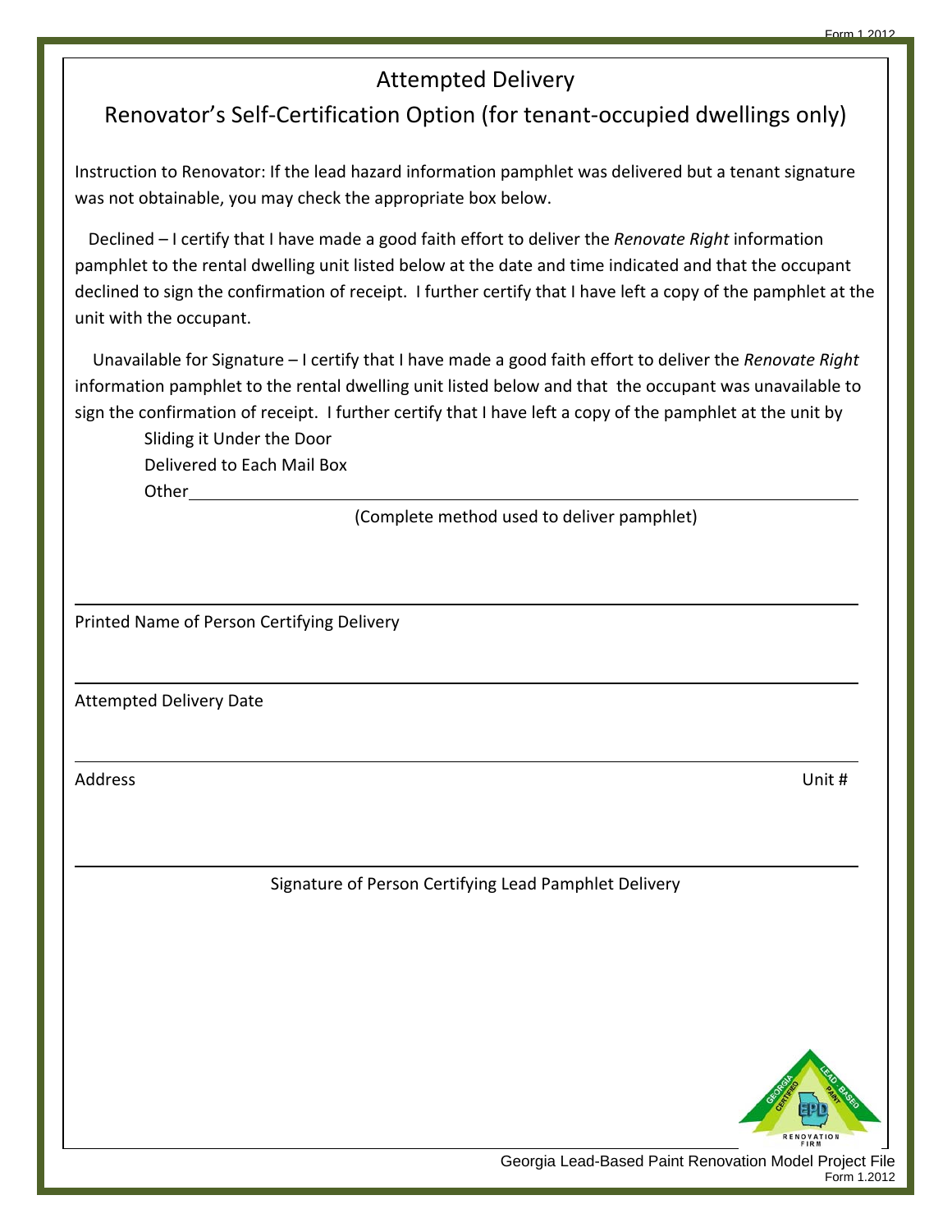# Attempted Delivery

## Renovator's Self-Certification Option (for tenant-occupied dwellings only)

Instruction to Renovator: If the lead hazard information pamphlet was delivered but a tenant signature was not obtainable, you may check the appropriate box below.

Declined – I certify that I have made a good faith effort to deliver the *Renovate Right* information pamphlet to the rental dwelling unit listed below at the date and time indicated and that the occupant declined to sign the confirmation of receipt. I further certify that I have left a copy of the pamphlet at the unit with the occupant.

Unavailable for Signature – I certify that I have made a good faith effort to deliver the *Renovate Right* information pamphlet to the rental dwelling unit listed below and that the occupant was unavailable to sign the confirmation of receipt. I further certify that I have left a copy of the pamphlet at the unit by

- Sliding it Under the Door
- Delivered to Each Mail Box
- Other ______________________________

(Complete method used to deliver pamphlet)

______________________________

Printed Name of Person Certifying Delivery

______________________________

Attempted Delivery Date

______________________________

Address Unit #

______________________________

Signature of Person Certifying Lead Pamphlet Delivery

Georgia Lead-Based Paint Renovation Model Project File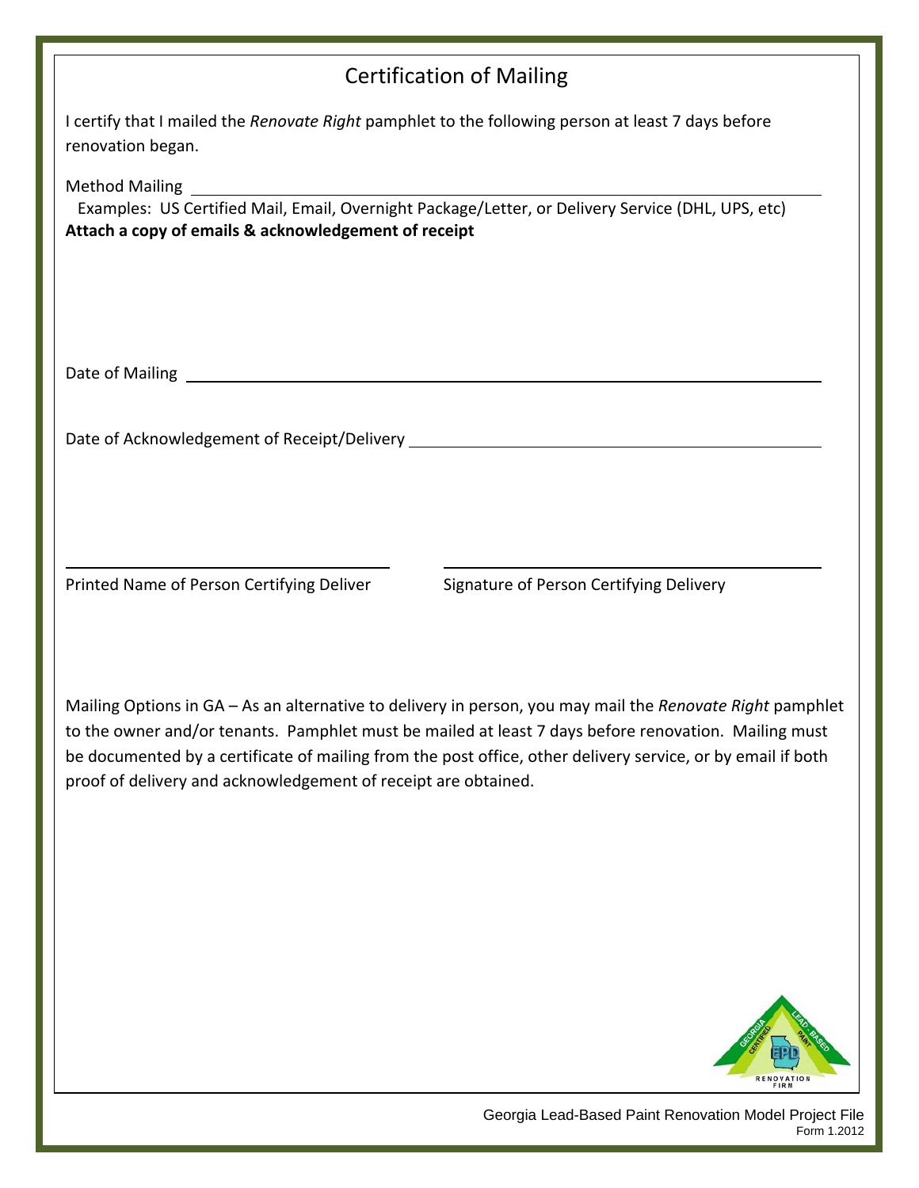# Certification of Mailing

I certify that I mailed the *Renovate Right* pamphlet to the following person at least 7 days before renovation began.

Method Mailing ______________________________________________

Examples: US Certified Mail, Email, Overnight Package/Letter, or Delivery Service (DHL, UPS, etc)

**Attach a copy of emails & acknowledgement of receipt**

Date of Mailing ______________________________________________

Date of Acknowledgement of Receipt/Delivery ______________________________

______________________________ ______________________________

Printed Name of Person Certifying Deliver Signature of Person Certifying Delivery

Mailing Options in GA – As an alternative to delivery in person, you may mail the *Renovate Right* pamphlet to the owner and/or tenants. Pamphlet must be mailed at least 7 days before renovation. Mailing must be documented by a certificate of mailing from the post office, other delivery service, or by email if both proof of delivery and acknowledgement of receipt are obtained.

Georgia Lead-Based Paint Renovation Model Project File
Form 1.2012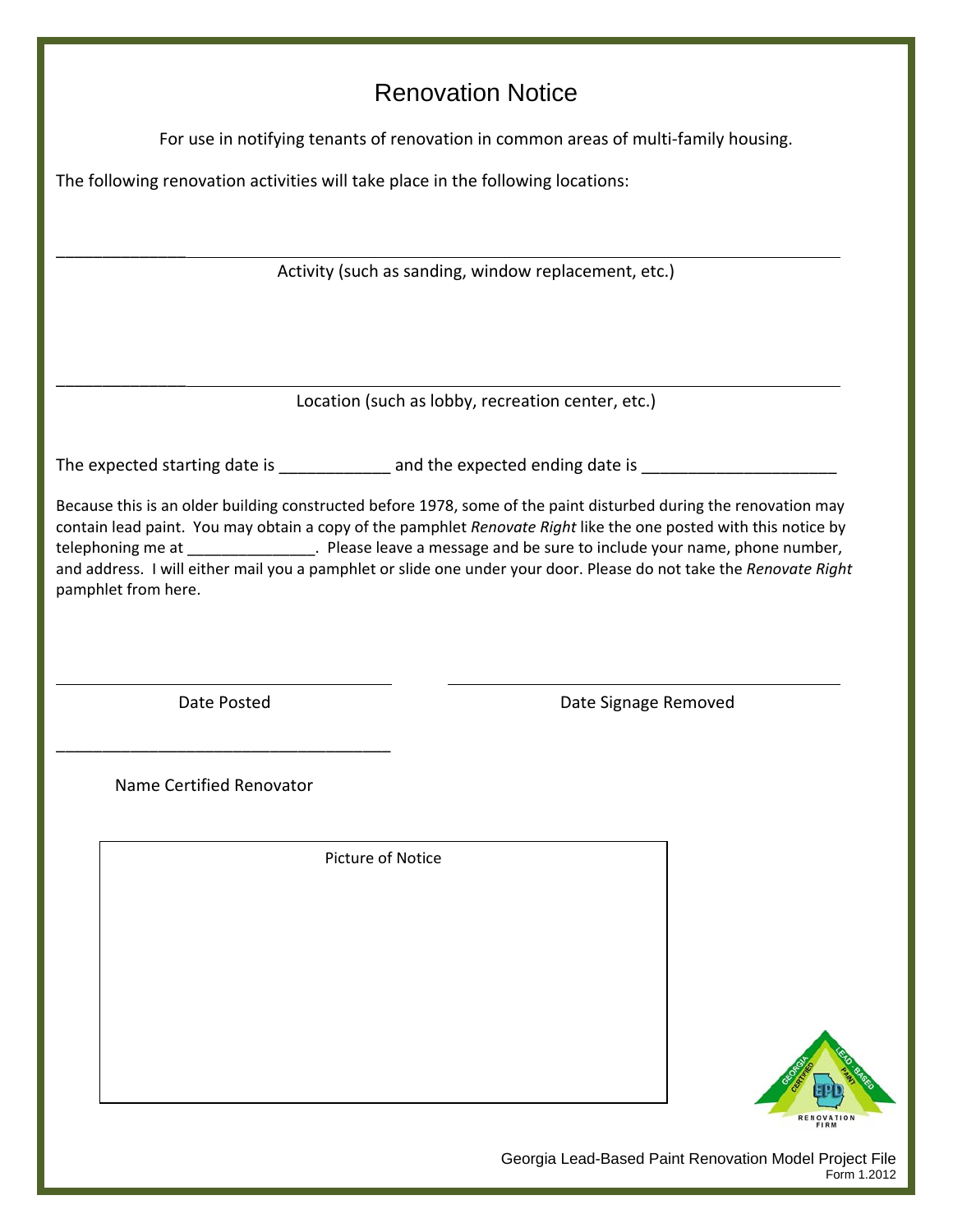# Renovation Notice

For use in notifying tenants of renovation in common areas of multi-family housing.

The following renovation activities will take place in the following locations:

______________________________________________________________________________

Activity (such as sanding, window replacement, etc.)

______________________________________________________________________________

Location (such as lobby, recreation center, etc.)

The expected starting date is ____________ and the expected ending date is ____________________

Because this is an older building constructed before 1978, some of the paint disturbed during the renovation may contain lead paint. You may obtain a copy of the pamphlet *Renovate Right* like the one posted with this notice by telephoning me at _______________. Please leave a message and be sure to include your name, phone number, and address. I will either mail you a pamphlet or slide one under your door. Please do not take the *Renovate Right* pamphlet from here.

______________________________ ______________________________

Date Posted Date Signage Removed

______________________________

Name Certified Renovator

Picture of Notice

GEORGIA CERTIFIED LEAD-BASED PAINT EPD RENOVATION FIRM

Georgia Lead-Based Paint Renovation Model Project File

Form 1.2012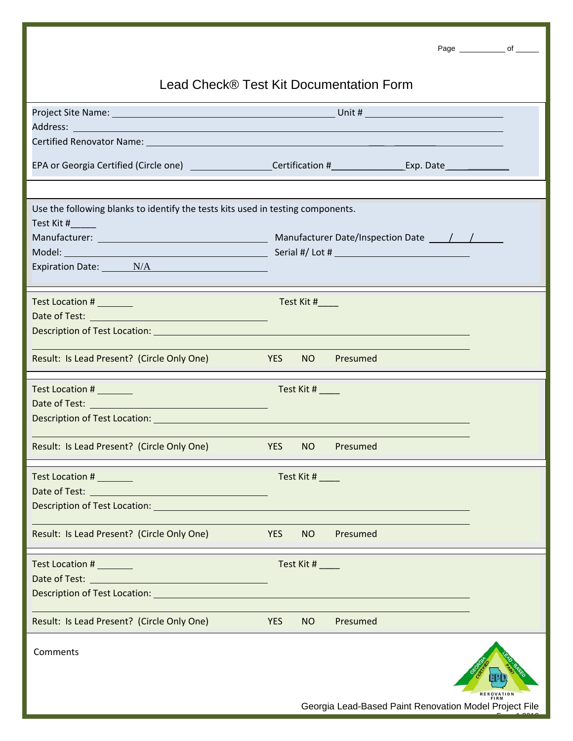# Lead Check® Test Kit Documentation Form

Project Site Name: ______________________ Unit # ______________

Address: ______________________________________________

Certified Renovator Name: ______________________________________

EPA or Georgia Certified (Circle one) ____________ Certification #____________ Exp. Date____________

Use the following blanks to identify the tests kits used in testing components.

Test Kit #_____

Manufacturer: ______________________ Manufacturer Date/Inspection Date ___/___/_____

Model: ______________________ Serial #/ Lot # ______________________

Expiration Date: N/A

---

Test Location # _______ Test Kit #____

Date of Test: ______________________

Description of Test Location: ______________________________________

Result: Is Lead Present? (Circle Only One) YES NO Presumed

---

Test Location # _______ Test Kit # ____

Date of Test: ______________________

Description of Test Location: ______________________________________

Result: Is Lead Present? (Circle Only One) YES NO Presumed

---

Test Location # _______ Test Kit # ____

Date of Test: ______________________

Description of Test Location: ______________________________________

Result: Is Lead Present? (Circle Only One) YES NO Presumed

---

Test Location # _______ Test Kit # ____

Date of Test: ______________________

Description of Test Location: ______________________________________

Result: Is Lead Present? (Circle Only One) YES NO Presumed

---

Comments

Georgia Lead-Based Paint Renovation Model Project File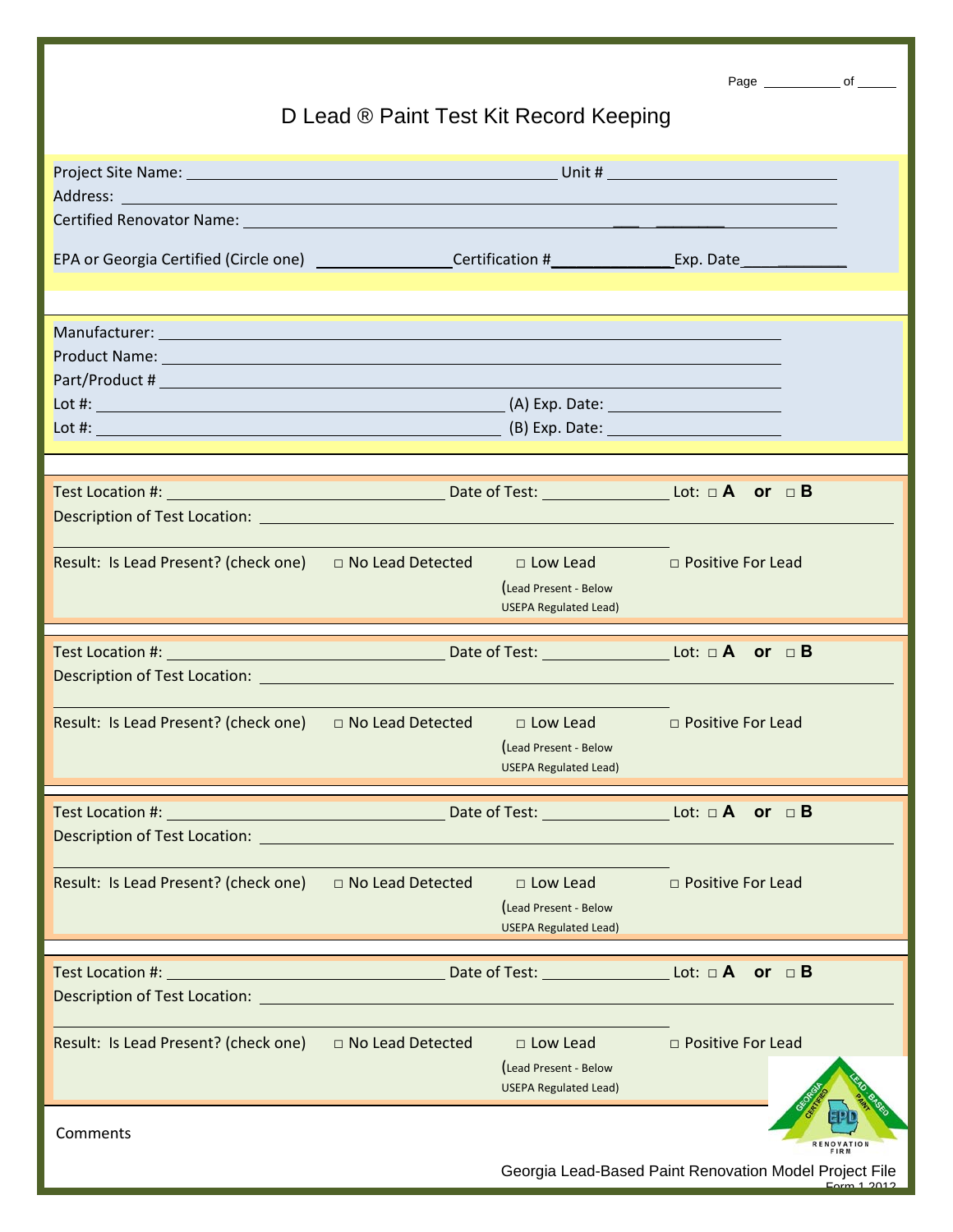Page __________ of _____

# D Lead ® Paint Test Kit Record Keeping

Project Site Name: ________________________________________ Unit # ________________________
Address: ____________________________________________________________________________
Certified Renovator Name: ____________________________________________________________

EPA or Georgia Certified (Circle one) _______________ Certification #_____________ Exp. Date____________

Manufacturer: _________________________________________________________________
Product Name: _________________________________________________________________
Part/Product # ________________________________________________________________
Lot #: ____________________________________________ (A) Exp. Date: ___________________
Lot #: ____________________________________________ (B) Exp. Date: ___________________

Test Location #: ______________________________ Date of Test: ______________ Lot: □ **A** **or** □ **B**
Description of Test Location: ___________________________________________________________
_______________________________________________________________________

Result: Is Lead Present? (check one) □ No Lead Detected □ Low Lead (Lead Present - Below USEPA Regulated Lead) □ Positive For Lead

Test Location #: ______________________________ Date of Test: ______________ Lot: □ **A** **or** □ **B**
Description of Test Location: ___________________________________________________________
_______________________________________________________________________

Result: Is Lead Present? (check one) □ No Lead Detected □ Low Lead (Lead Present - Below USEPA Regulated Lead) □ Positive For Lead

Test Location #: ______________________________ Date of Test: ______________ Lot: □ **A** **or** □ **B**
Description of Test Location: ___________________________________________________________
_______________________________________________________________________

Result: Is Lead Present? (check one) □ No Lead Detected □ Low Lead (Lead Present - Below USEPA Regulated Lead) □ Positive For Lead

Test Location #: ______________________________ Date of Test: ______________ Lot: □ **A** **or** □ **B**
Description of Test Location: ___________________________________________________________
_______________________________________________________________________

Result: Is Lead Present? (check one) □ No Lead Detected □ Low Lead (Lead Present - Below USEPA Regulated Lead) □ Positive For Lead

Comments

Georgia Lead-Based Paint Renovation Model Project File
Form 1 2012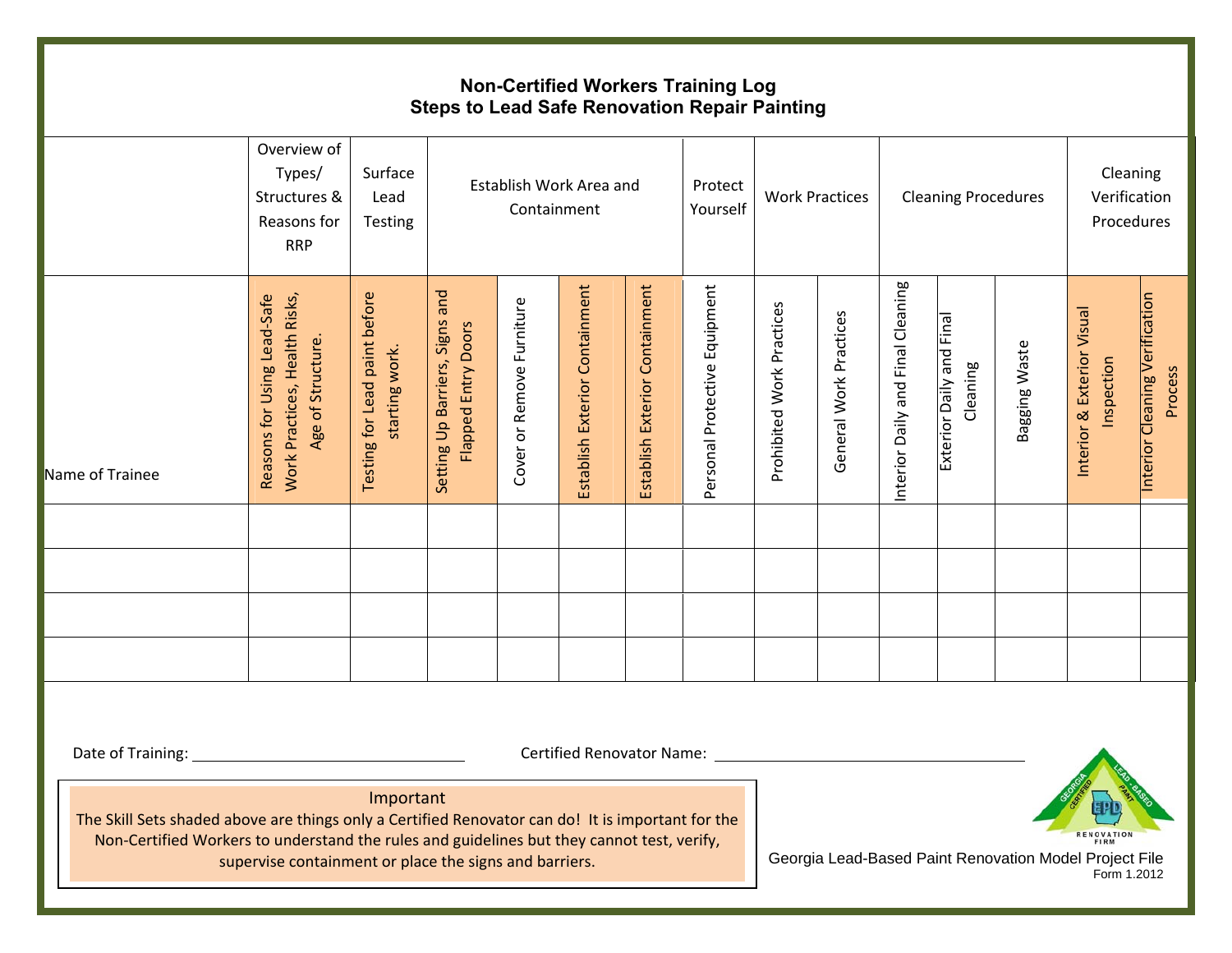# Non-Certified Workers Training Log
## Steps to Lead Safe Renovation Repair Painting

| | Overview of Types/ Structures & Reasons for RRP | Surface Lead Testing | Establish Work Area and Containment | | | | Protect Yourself | Work Practices | | Cleaning Procedures | | | Cleaning Verification Procedures | |
|---|---|---|---|---|---|---|---|---|---|---|---|---|---|---|
| Name of Trainee | Reasons for Using Lead-Safe Work Practices, Health Risks, Age of Structure. | Testing for Lead paint before starting work. | Setting Up Barriers, Signs and Flapped Entry Doors | Cover or Remove Furniture | Establish Exterior Containment | Establish Exterior Containment | Personal Protective Equipment | Prohibited Work Practices | General Work Practices | Interior Daily and Final Cleaning | Exterior Daily and Final Cleaning | Bagging Waste | Interior & Exterior Visual Inspection | Interior Cleaning Verification Process |
| | | | | | | | | | | | | | | |
| | | | | | | | | | | | | | | |
| | | | | | | | | | | | | | | |
| | | | | | | | | | | | | | | |

Date of Training: ______________________________ Certified Renovator Name: ______________________________

**Important**

The Skill Sets shaded above are things only a Certified Renovator can do! It is important for the Non-Certified Workers to understand the rules and guidelines but they cannot test, verify, supervise containment or place the signs and barriers.

Georgia Lead-Based Paint Renovation Model Project File
Form 1.2012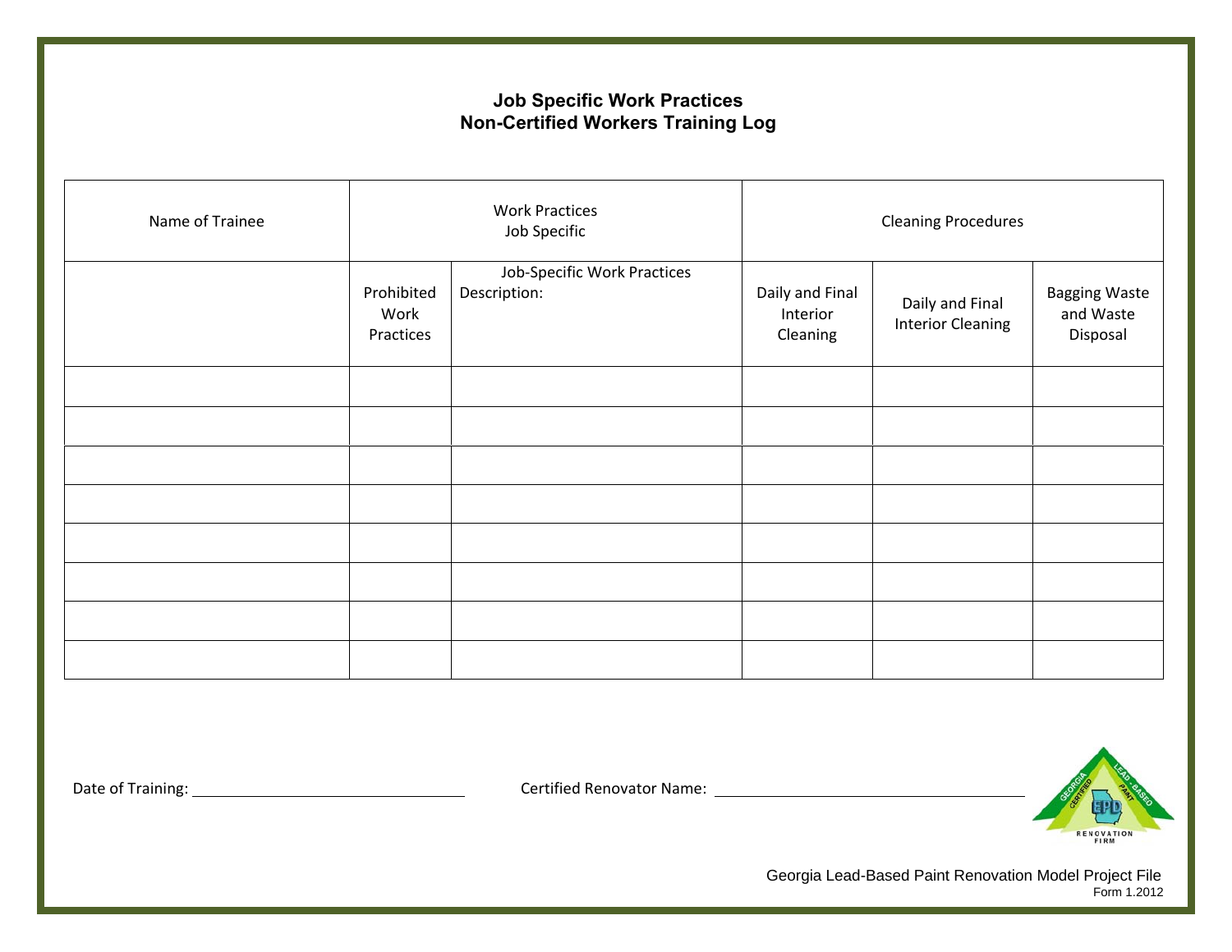## Job Specific Work Practices
## Non-Certified Workers Training Log

| Name of Trainee | Work Practices Job Specific | | Cleaning Procedures | | |
|---|---|---|---|---|---|
| | Prohibited Work Practices | Job-Specific Work Practices Description: | Daily and Final Interior Cleaning | Daily and Final Interior Cleaning | Bagging Waste and Waste Disposal |
| | | | | | |
| | | | | | |
| | | | | | |
| | | | | | |
| | | | | | |
| | | | | | |
| | | | | | |
| | | | | | |

Date of Training: ______________________________

Certified Renovator Name: ______________________________

Georgia Lead-Based Paint Renovation Model Project File
Form 1.2012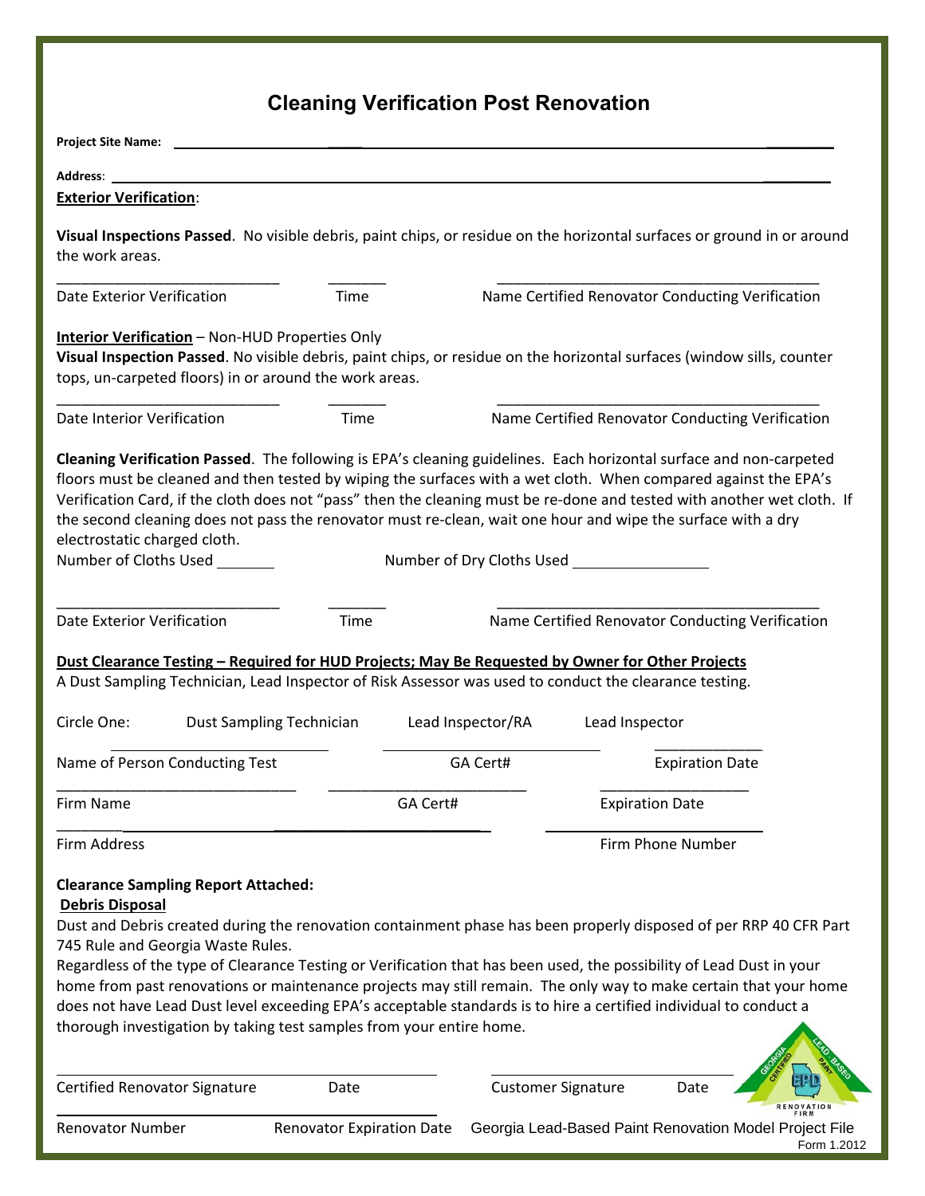# Cleaning Verification Post Renovation

**Project Site Name:** ______________________________________________

**Address**: ______________________________________________

**Exterior Verification**:

**Visual Inspections Passed**. No visible debris, paint chips, or residue on the horizontal surfaces or ground in or around the work areas.

| ____________________________ | _______ | ________________________________________ |
|---|---|---|
| Date Exterior Verification | Time | Name Certified Renovator Conducting Verification |

**Interior Verification** – Non-HUD Properties Only
**Visual Inspection Passed**. No visible debris, paint chips, or residue on the horizontal surfaces (window sills, counter tops, un-carpeted floors) in or around the work areas.

| ____________________________ | _______ | ________________________________________ |
|---|---|---|
| Date Interior Verification | Time | Name Certified Renovator Conducting Verification |

**Cleaning Verification Passed**. The following is EPA's cleaning guidelines. Each horizontal surface and non-carpeted floors must be cleaned and then tested by wiping the surfaces with a wet cloth. When compared against the EPA's Verification Card, if the cloth does not "pass" then the cleaning must be re-done and tested with another wet cloth. If the second cleaning does not pass the renovator must re-clean, wait one hour and wipe the surface with a dry electrostatic charged cloth.

Number of Cloths Used _______ Number of Dry Cloths Used ________________

| ____________________________ | _______ | ________________________________________ |
|---|---|---|
| Date Exterior Verification | Time | Name Certified Renovator Conducting Verification |

**Dust Clearance Testing – Required for HUD Projects; May Be Requested by Owner for Other Projects**
A Dust Sampling Technician, Lead Inspector of Risk Assessor was used to conduct the clearance testing.

Circle One: Dust Sampling Technician Lead Inspector/RA Lead Inspector

| ____________________________ | ____________________________ | ______________ |
|---|---|---|
| Name of Person Conducting Test | GA Cert# | Expiration Date |
| ____________________________ | ____________________________ | ______________ |
| Firm Name | GA Cert# | Expiration Date |
| ____________________________ | | ______________ |
| Firm Address | | Firm Phone Number |

**Clearance Sampling Report Attached:**

**Debris Disposal**

Dust and Debris created during the renovation containment phase has been properly disposed of per RRP 40 CFR Part 745 Rule and Georgia Waste Rules.

Regardless of the type of Clearance Testing or Verification that has been used, the possibility of Lead Dust in your home from past renovations or maintenance projects may still remain. The only way to make certain that your home does not have Lead Dust level exceeding EPA's acceptable standards is to hire a certified individual to conduct a thorough investigation by taking test samples from your entire home.

| ____________________________ | | ____________________________ | |
|---|---|---|---|
| Certified Renovator Signature | Date | Customer Signature | Date |
| ____________________________ | | | |
| Renovator Number | Renovator Expiration Date | | |

Georgia Lead-Based Paint Renovation Model Project File
Form 1.2012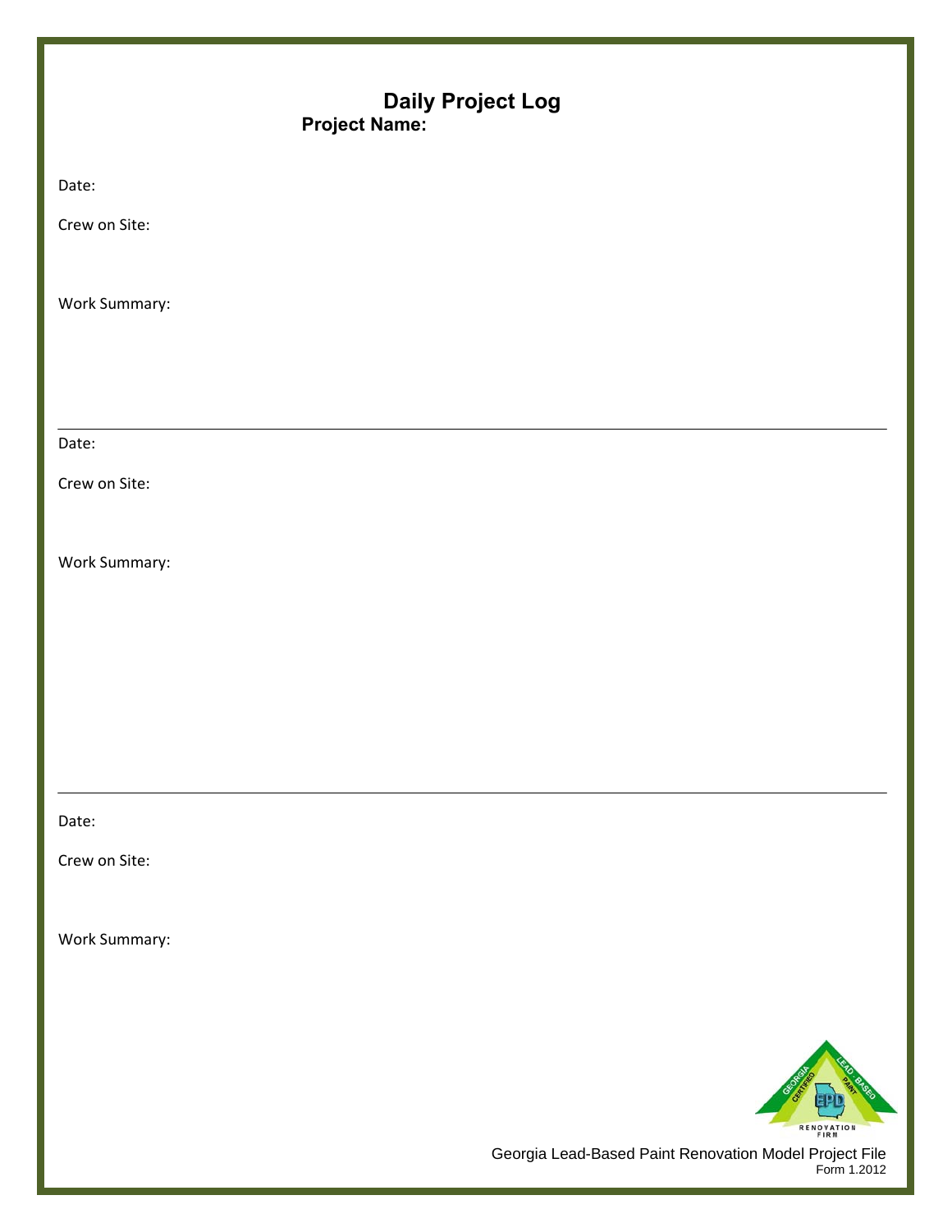# Daily Project Log

**Project Name:**

Date:

Crew on Site:

Work Summary:

---

Date:

Crew on Site:

Work Summary:

---

Date:

Crew on Site:

Work Summary:

Georgia Lead-Based Paint Renovation Model Project File
Form 1.2012